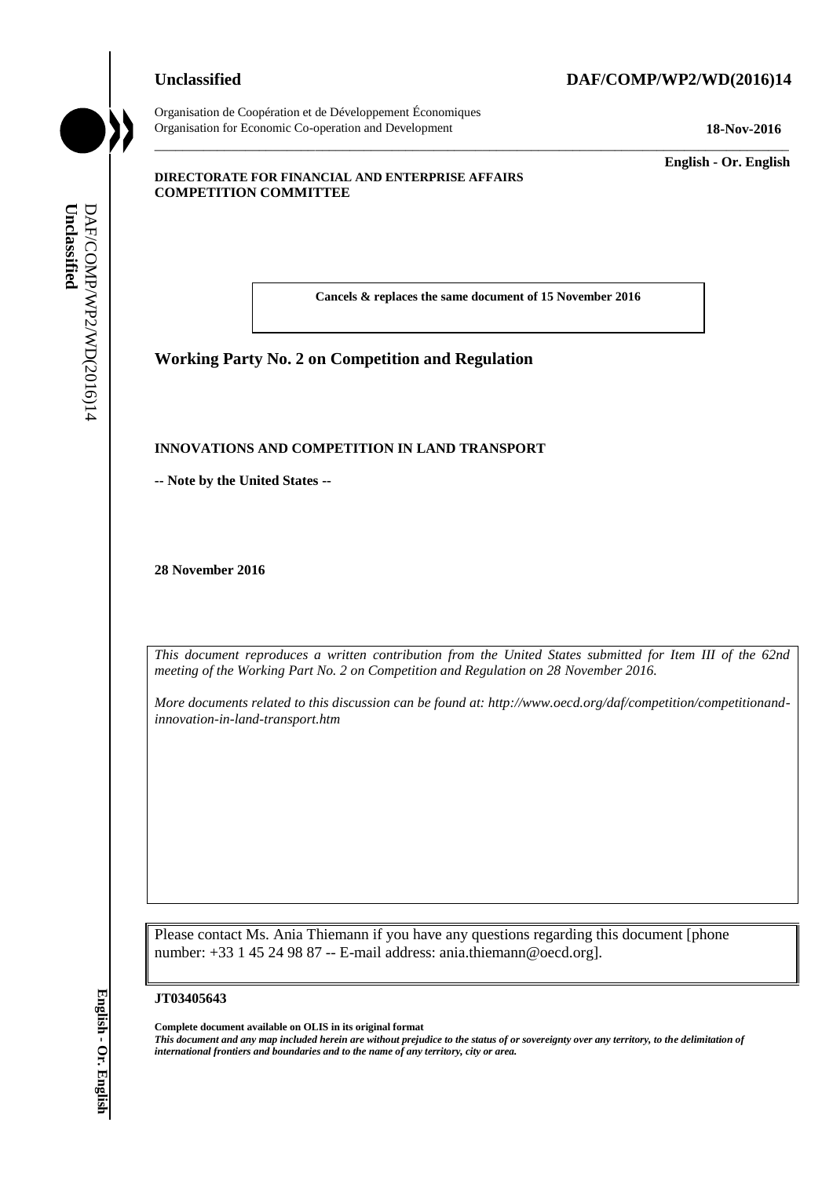**Unclassified** **DAF/COMP/WP2/WD(2016)14**

Organisation de Coopération et de Développement Économiques
Organisation for Economic Co-operation and Development **18-Nov-2016**

**English - Or. English**

**DIRECTORATE FOR FINANCIAL AND ENTERPRISE AFFAIRS**
**COMPETITION COMMITTEE**

**Cancels & replaces the same document of 15 November 2016**

## Working Party No. 2 on Competition and Regulation

**INNOVATIONS AND COMPETITION IN LAND TRANSPORT**

**-- Note by the United States --**

**28 November 2016**

*This document reproduces a written contribution from the United States submitted for Item III of the 62nd meeting of the Working Part No. 2 on Competition and Regulation on 28 November 2016.*

*More documents related to this discussion can be found at: http://www.oecd.org/daf/competition/competitionand-innovation-in-land-transport.htm*

Please contact Ms. Ania Thiemann if you have any questions regarding this document [phone number: +33 1 45 24 98 87 -- E-mail address: ania.thiemann@oecd.org].

**JT03405643**

**Complete document available on OLIS in its original format**
***This document and any map included herein are without prejudice to the status of or sovereignty over any territory, to the delimitation of international frontiers and boundaries and to the name of any territory, city or area.***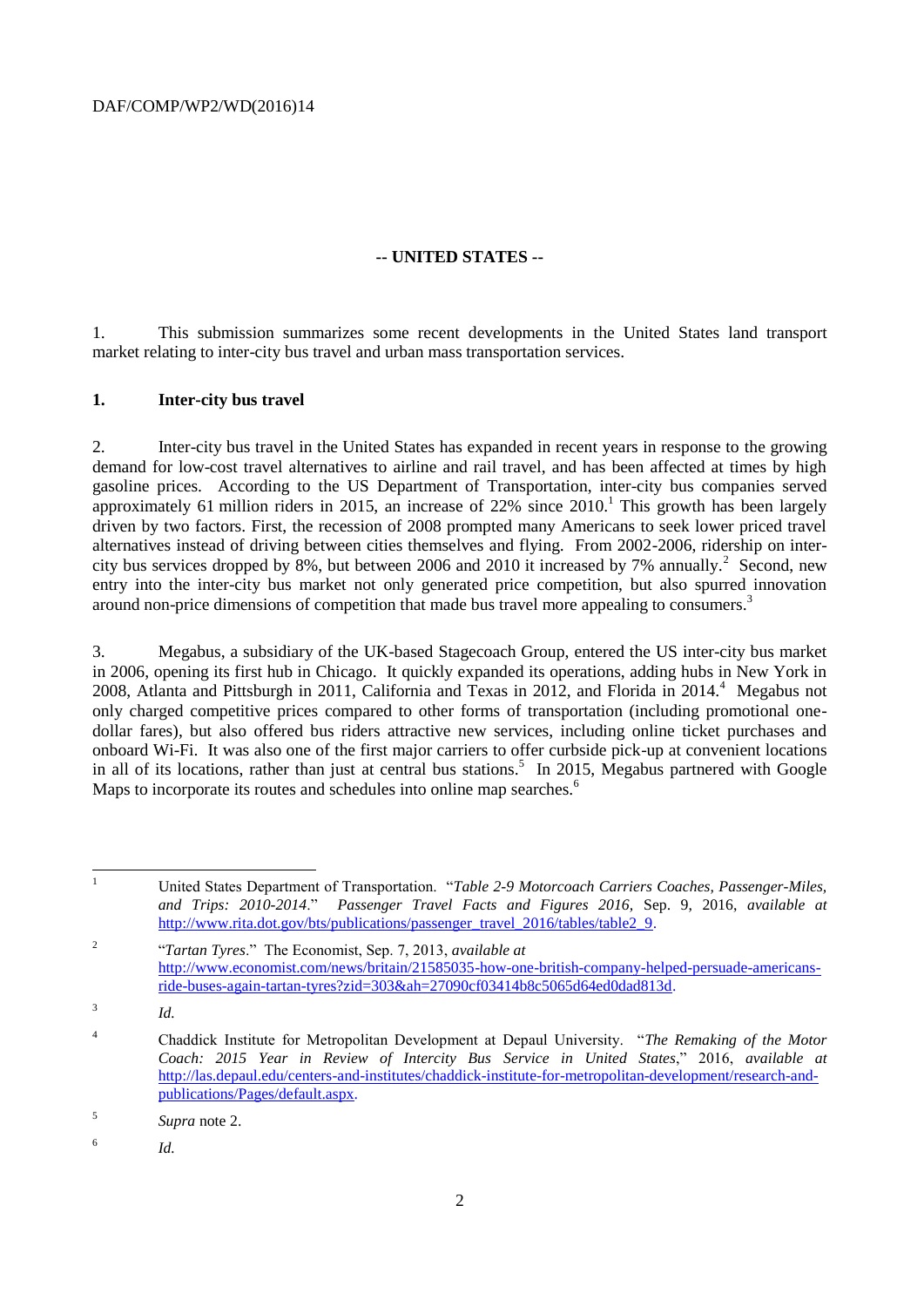## -- UNITED STATES --

1. This submission summarizes some recent developments in the United States land transport market relating to inter-city bus travel and urban mass transportation services.

### 1. Inter-city bus travel

2. Inter-city bus travel in the United States has expanded in recent years in response to the growing demand for low-cost travel alternatives to airline and rail travel, and has been affected at times by high gasoline prices. According to the US Department of Transportation, inter-city bus companies served approximately 61 million riders in 2015, an increase of 22% since 2010.[1] This growth has been largely driven by two factors. First, the recession of 2008 prompted many Americans to seek lower priced travel alternatives instead of driving between cities themselves and flying. From 2002-2006, ridership on inter-city bus services dropped by 8%, but between 2006 and 2010 it increased by 7% annually.[2] Second, new entry into the inter-city bus market not only generated price competition, but also spurred innovation around non-price dimensions of competition that made bus travel more appealing to consumers.[3]

3. Megabus, a subsidiary of the UK-based Stagecoach Group, entered the US inter-city bus market in 2006, opening its first hub in Chicago. It quickly expanded its operations, adding hubs in New York in 2008, Atlanta and Pittsburgh in 2011, California and Texas in 2012, and Florida in 2014.[4] Megabus not only charged competitive prices compared to other forms of transportation (including promotional one-dollar fares), but also offered bus riders attractive new services, including online ticket purchases and onboard Wi-Fi. It was also one of the first major carriers to offer curbside pick-up at convenient locations in all of its locations, rather than just at central bus stations.[5] In 2015, Megabus partnered with Google Maps to incorporate its routes and schedules into online map searches.[6]

---

[1] United States Department of Transportation. "*Table 2-9 Motorcoach Carriers Coaches, Passenger-Miles, and Trips: 2010-2014*." *Passenger Travel Facts and Figures 2016,* Sep. 9, 2016, *available at* http://www.rita.dot.gov/bts/publications/passenger_travel_2016/tables/table2_9.

[2] "*Tartan Tyres*." The Economist, Sep. 7, 2013, *available at* http://www.economist.com/news/britain/21585035-how-one-british-company-helped-persuade-americans-ride-buses-again-tartan-tyres?zid=303&ah=27090cf03414b8c5065d64ed0dad813d.

[3] *Id.*

[4] Chaddick Institute for Metropolitan Development at Depaul University. "*The Remaking of the Motor Coach: 2015 Year in Review of Intercity Bus Service in United States*," 2016, *available at* http://las.depaul.edu/centers-and-institutes/chaddick-institute-for-metropolitan-development/research-and-publications/Pages/default.aspx.

[5] *Supra* note 2.

[6] *Id.*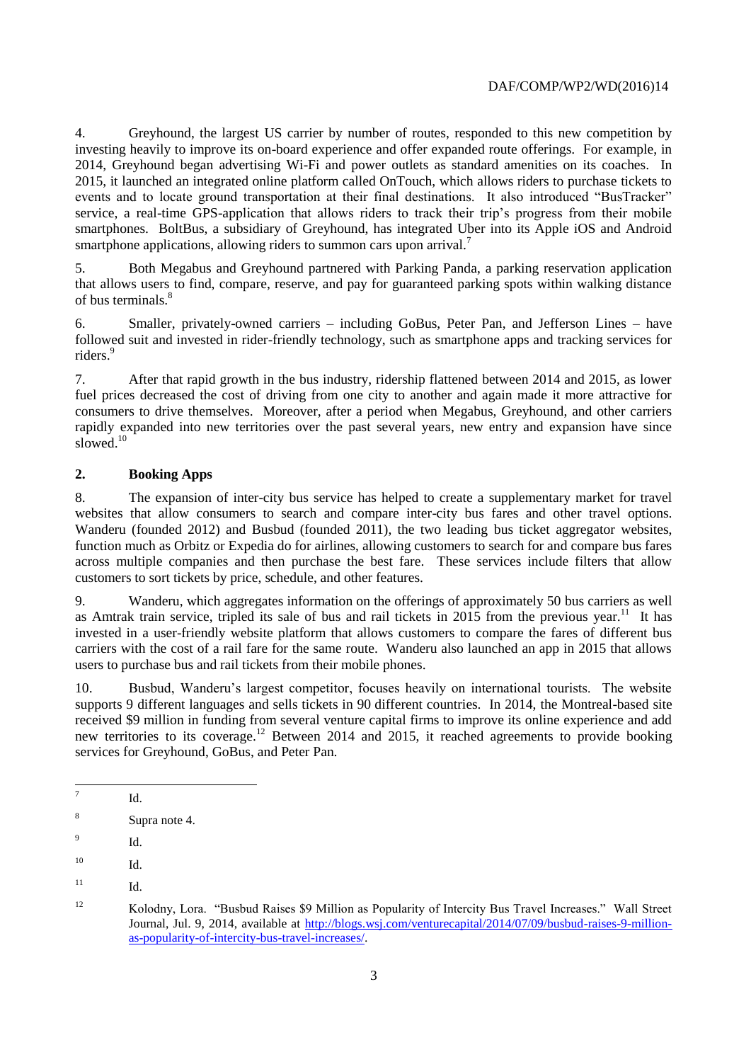4. Greyhound, the largest US carrier by number of routes, responded to this new competition by investing heavily to improve its on-board experience and offer expanded route offerings. For example, in 2014, Greyhound began advertising Wi-Fi and power outlets as standard amenities on its coaches. In 2015, it launched an integrated online platform called OnTouch, which allows riders to purchase tickets to events and to locate ground transportation at their final destinations. It also introduced "BusTracker" service, a real-time GPS-application that allows riders to track their trip's progress from their mobile smartphones. BoltBus, a subsidiary of Greyhound, has integrated Uber into its Apple iOS and Android smartphone applications, allowing riders to summon cars upon arrival.[7]

5. Both Megabus and Greyhound partnered with Parking Panda, a parking reservation application that allows users to find, compare, reserve, and pay for guaranteed parking spots within walking distance of bus terminals.[8]

6. Smaller, privately-owned carriers – including GoBus, Peter Pan, and Jefferson Lines – have followed suit and invested in rider-friendly technology, such as smartphone apps and tracking services for riders.[9]

7. After that rapid growth in the bus industry, ridership flattened between 2014 and 2015, as lower fuel prices decreased the cost of driving from one city to another and again made it more attractive for consumers to drive themselves. Moreover, after a period when Megabus, Greyhound, and other carriers rapidly expanded into new territories over the past several years, new entry and expansion have since slowed.[10]

## 2. Booking Apps

8. The expansion of inter-city bus service has helped to create a supplementary market for travel websites that allow consumers to search and compare inter-city bus fares and other travel options. Wanderu (founded 2012) and Busbud (founded 2011), the two leading bus ticket aggregator websites, function much as Orbitz or Expedia do for airlines, allowing customers to search for and compare bus fares across multiple companies and then purchase the best fare. These services include filters that allow customers to sort tickets by price, schedule, and other features.

9. Wanderu, which aggregates information on the offerings of approximately 50 bus carriers as well as Amtrak train service, tripled its sale of bus and rail tickets in 2015 from the previous year.[11] It has invested in a user-friendly website platform that allows customers to compare the fares of different bus carriers with the cost of a rail fare for the same route. Wanderu also launched an app in 2015 that allows users to purchase bus and rail tickets from their mobile phones.

10. Busbud, Wanderu's largest competitor, focuses heavily on international tourists. The website supports 9 different languages and sells tickets in 90 different countries. In 2014, the Montreal-based site received $9 million in funding from several venture capital firms to improve its online experience and add new territories to its coverage.[12] Between 2014 and 2015, it reached agreements to provide booking services for Greyhound, GoBus, and Peter Pan.

---

[7] Id.

[8] Supra note 4.

[9] Id.

[10] Id.

[11] Id.

[12] Kolodny, Lora. "Busbud Raises $9 Million as Popularity of Intercity Bus Travel Increases." Wall Street Journal, Jul. 9, 2014, available at http://blogs.wsj.com/venturecapital/2014/07/09/busbud-raises-9-million-as-popularity-of-intercity-bus-travel-increases/.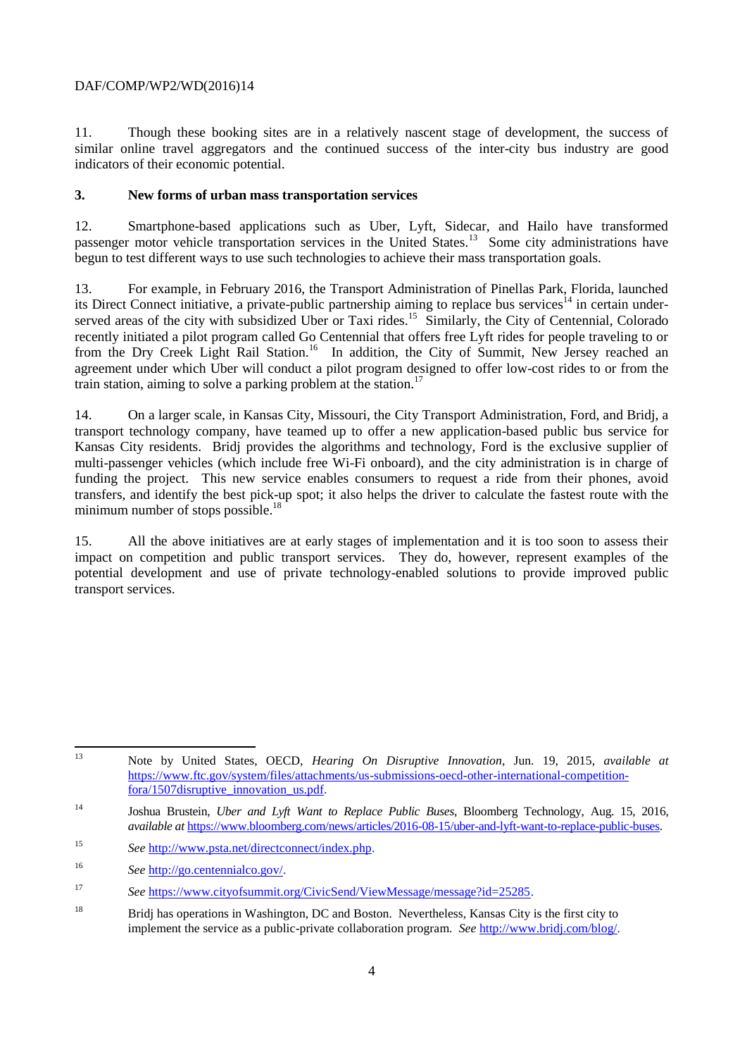11. Though these booking sites are in a relatively nascent stage of development, the success of similar online travel aggregators and the continued success of the inter-city bus industry are good indicators of their economic potential.

### 3. New forms of urban mass transportation services

12. Smartphone-based applications such as Uber, Lyft, Sidecar, and Hailo have transformed passenger motor vehicle transportation services in the United States.[13] Some city administrations have begun to test different ways to use such technologies to achieve their mass transportation goals.

13. For example, in February 2016, the Transport Administration of Pinellas Park, Florida, launched its Direct Connect initiative, a private-public partnership aiming to replace bus services[14] in certain under-served areas of the city with subsidized Uber or Taxi rides.[15] Similarly, the City of Centennial, Colorado recently initiated a pilot program called Go Centennial that offers free Lyft rides for people traveling to or from the Dry Creek Light Rail Station.[16] In addition, the City of Summit, New Jersey reached an agreement under which Uber will conduct a pilot program designed to offer low-cost rides to or from the train station, aiming to solve a parking problem at the station.[17]

14. On a larger scale, in Kansas City, Missouri, the City Transport Administration, Ford, and Bridj, a transport technology company, have teamed up to offer a new application-based public bus service for Kansas City residents. Bridj provides the algorithms and technology, Ford is the exclusive supplier of multi-passenger vehicles (which include free Wi-Fi onboard), and the city administration is in charge of funding the project. This new service enables consumers to request a ride from their phones, avoid transfers, and identify the best pick-up spot; it also helps the driver to calculate the fastest route with the minimum number of stops possible.[18]

15. All the above initiatives are at early stages of implementation and it is too soon to assess their impact on competition and public transport services. They do, however, represent examples of the potential development and use of private technology-enabled solutions to provide improved public transport services.

---

[13] Note by United States, OECD, *Hearing On Disruptive Innovation*, Jun. 19, 2015, *available at* https://www.ftc.gov/system/files/attachments/us-submissions-oecd-other-international-competition-fora/1507disruptive_innovation_us.pdf.

[14] Joshua Brustein, *Uber and Lyft Want to Replace Public Buses*, Bloomberg Technology, Aug. 15, 2016, *available at* https://www.bloomberg.com/news/articles/2016-08-15/uber-and-lyft-want-to-replace-public-buses.

[15] *See* http://www.psta.net/directconnect/index.php.

[16] *See* http://go.centennialco.gov/.

[17] *See* https://www.cityofsummit.org/CivicSend/ViewMessage/message?id=25285.

[18] Bridj has operations in Washington, DC and Boston. Nevertheless, Kansas City is the first city to implement the service as a public-private collaboration program. *See* http://www.bridj.com/blog/.